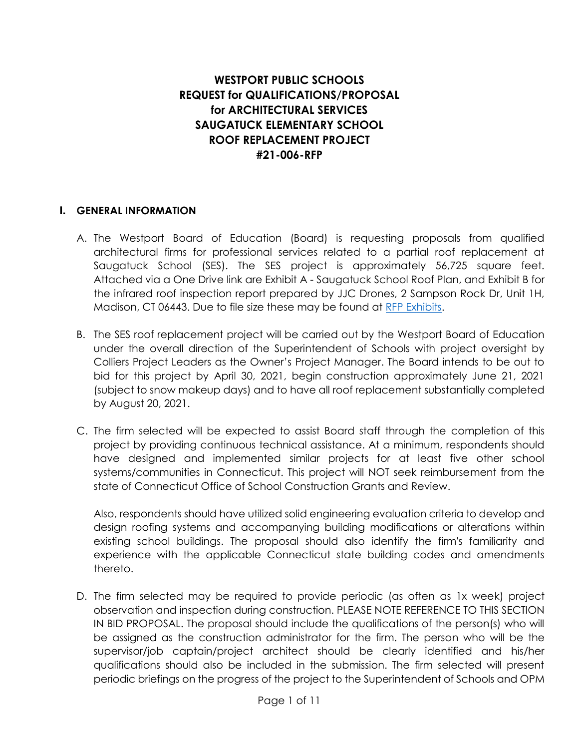# WESTPORT PUBLIC SCHOOLS
# REQUEST for QUALIFICATIONS/PROPOSAL
# for ARCHITECTURAL SERVICES
# SAUGATUCK ELEMENTARY SCHOOL
# ROOF REPLACEMENT PROJECT
# #21-006-RFP

## I. GENERAL INFORMATION

A. The Westport Board of Education (Board) is requesting proposals from qualified architectural firms for professional services related to a partial roof replacement at Saugatuck School (SES). The SES project is approximately 56,725 square feet. Attached via a One Drive link are Exhibit A - Saugatuck School Roof Plan, and Exhibit B for the infrared roof inspection report prepared by JJC Drones, 2 Sampson Rock Dr, Unit 1H, Madison, CT 06443. Due to file size these may be found at RFP Exhibits.

B. The SES roof replacement project will be carried out by the Westport Board of Education under the overall direction of the Superintendent of Schools with project oversight by Colliers Project Leaders as the Owner's Project Manager. The Board intends to be out to bid for this project by April 30, 2021, begin construction approximately June 21, 2021 (subject to snow makeup days) and to have all roof replacement substantially completed by August 20, 2021.

C. The firm selected will be expected to assist Board staff through the completion of this project by providing continuous technical assistance. At a minimum, respondents should have designed and implemented similar projects for at least five other school systems/communities in Connecticut. This project will NOT seek reimbursement from the state of Connecticut Office of School Construction Grants and Review.

   Also, respondents should have utilized solid engineering evaluation criteria to develop and design roofing systems and accompanying building modifications or alterations within existing school buildings. The proposal should also identify the firm's familiarity and experience with the applicable Connecticut state building codes and amendments thereto.

D. The firm selected may be required to provide periodic (as often as 1x week) project observation and inspection during construction. PLEASE NOTE REFERENCE TO THIS SECTION IN BID PROPOSAL. The proposal should include the qualifications of the person(s) who will be assigned as the construction administrator for the firm. The person who will be the supervisor/job captain/project architect should be clearly identified and his/her qualifications should also be included in the submission. The firm selected will present periodic briefings on the progress of the project to the Superintendent of Schools and OPM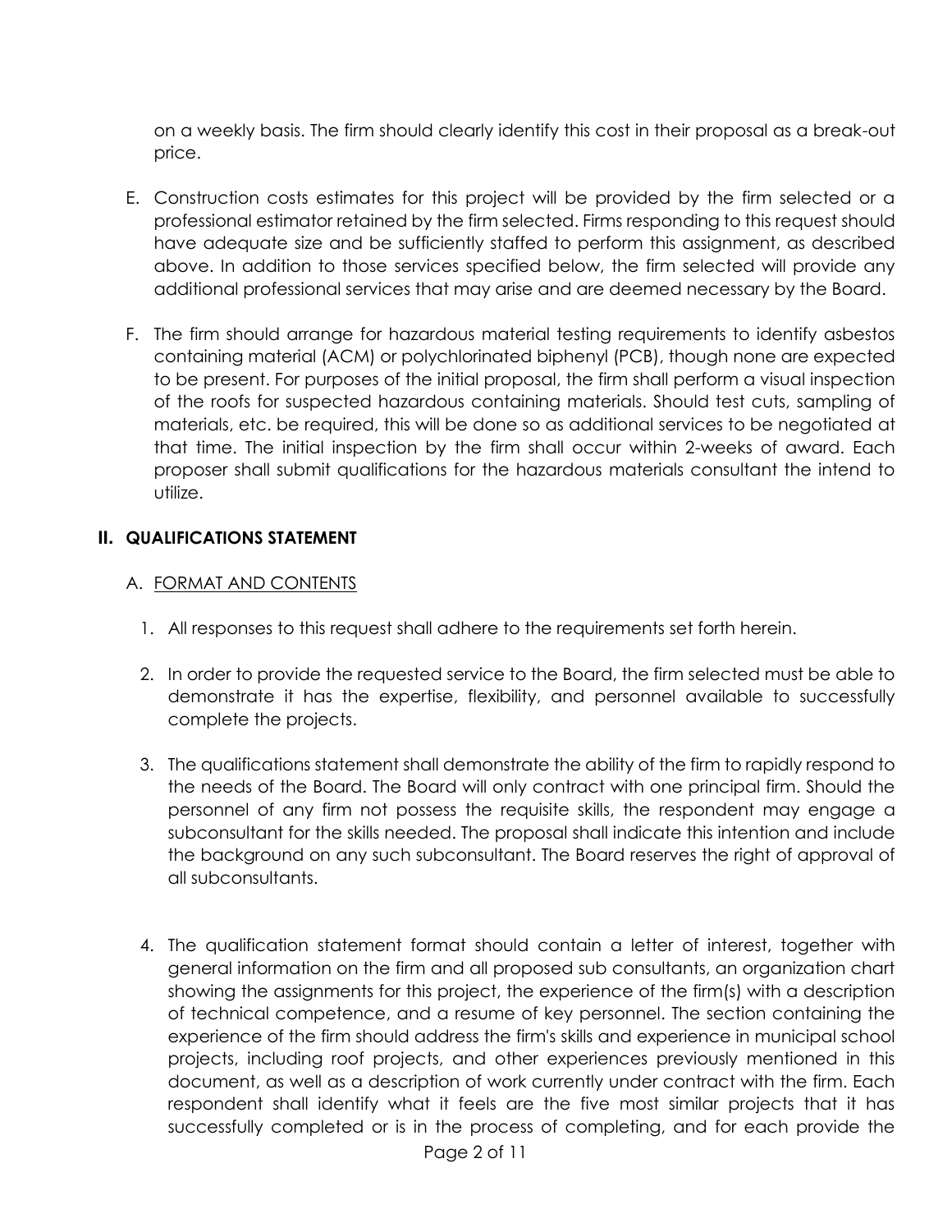on a weekly basis. The firm should clearly identify this cost in their proposal as a break-out price.

E. Construction costs estimates for this project will be provided by the firm selected or a professional estimator retained by the firm selected. Firms responding to this request should have adequate size and be sufficiently staffed to perform this assignment, as described above. In addition to those services specified below, the firm selected will provide any additional professional services that may arise and are deemed necessary by the Board.

F. The firm should arrange for hazardous material testing requirements to identify asbestos containing material (ACM) or polychlorinated biphenyl (PCB), though none are expected to be present. For purposes of the initial proposal, the firm shall perform a visual inspection of the roofs for suspected hazardous containing materials. Should test cuts, sampling of materials, etc. be required, this will be done so as additional services to be negotiated at that time. The initial inspection by the firm shall occur within 2-weeks of award. Each proposer shall submit qualifications for the hazardous materials consultant the intend to utilize.

## II. QUALIFICATIONS STATEMENT

### A. FORMAT AND CONTENTS

1. All responses to this request shall adhere to the requirements set forth herein.

2. In order to provide the requested service to the Board, the firm selected must be able to demonstrate it has the expertise, flexibility, and personnel available to successfully complete the projects.

3. The qualifications statement shall demonstrate the ability of the firm to rapidly respond to the needs of the Board. The Board will only contract with one principal firm. Should the personnel of any firm not possess the requisite skills, the respondent may engage a subconsultant for the skills needed. The proposal shall indicate this intention and include the background on any such subconsultant. The Board reserves the right of approval of all subconsultants.

4. The qualification statement format should contain a letter of interest, together with general information on the firm and all proposed sub consultants, an organization chart showing the assignments for this project, the experience of the firm(s) with a description of technical competence, and a resume of key personnel. The section containing the experience of the firm should address the firm's skills and experience in municipal school projects, including roof projects, and other experiences previously mentioned in this document, as well as a description of work currently under contract with the firm. Each respondent shall identify what it feels are the five most similar projects that it has successfully completed or is in the process of completing, and for each provide the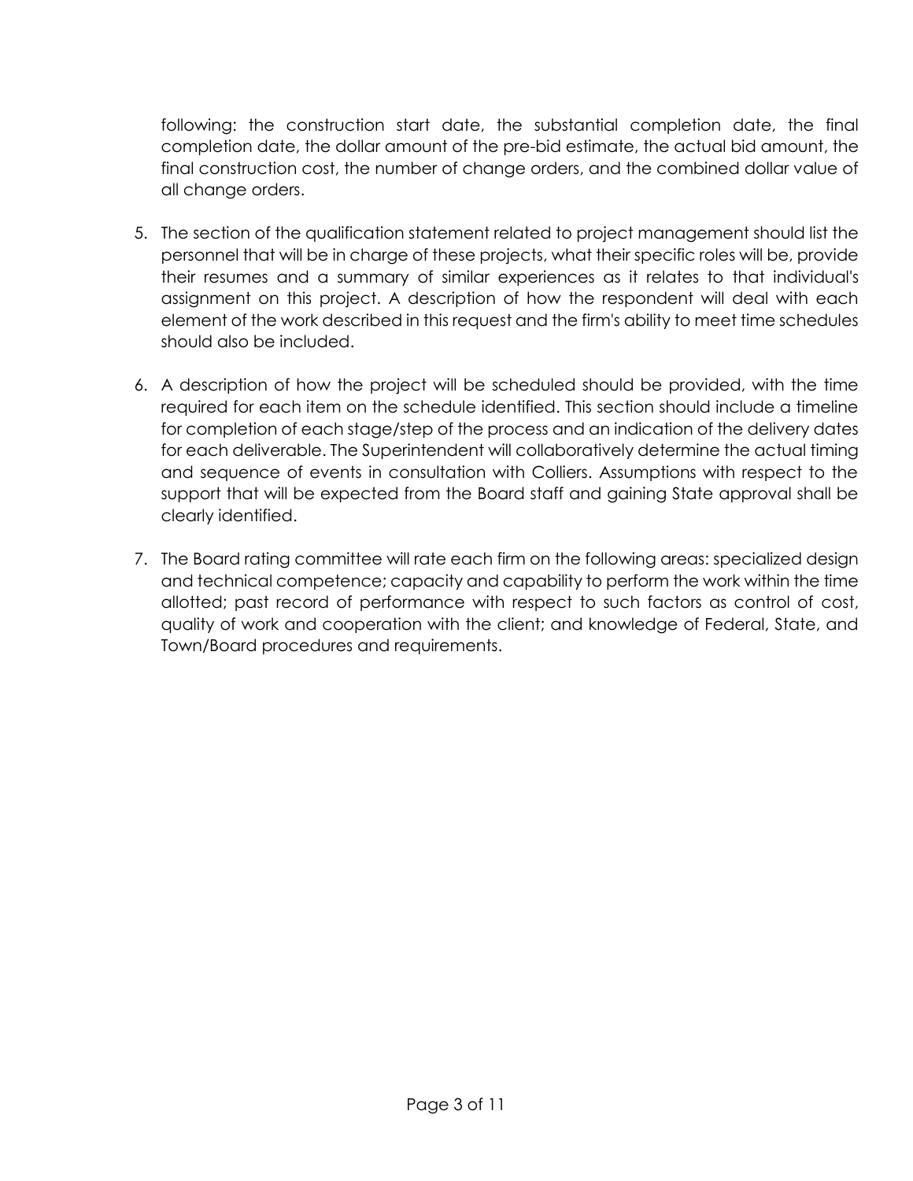following: the construction start date, the substantial completion date, the final completion date, the dollar amount of the pre-bid estimate, the actual bid amount, the final construction cost, the number of change orders, and the combined dollar value of all change orders.

5. The section of the qualification statement related to project management should list the personnel that will be in charge of these projects, what their specific roles will be, provide their resumes and a summary of similar experiences as it relates to that individual's assignment on this project. A description of how the respondent will deal with each element of the work described in this request and the firm's ability to meet time schedules should also be included.

6. A description of how the project will be scheduled should be provided, with the time required for each item on the schedule identified. This section should include a timeline for completion of each stage/step of the process and an indication of the delivery dates for each deliverable. The Superintendent will collaboratively determine the actual timing and sequence of events in consultation with Colliers. Assumptions with respect to the support that will be expected from the Board staff and gaining State approval shall be clearly identified.

7. The Board rating committee will rate each firm on the following areas: specialized design and technical competence; capacity and capability to perform the work within the time allotted; past record of performance with respect to such factors as control of cost, quality of work and cooperation with the client; and knowledge of Federal, State, and Town/Board procedures and requirements.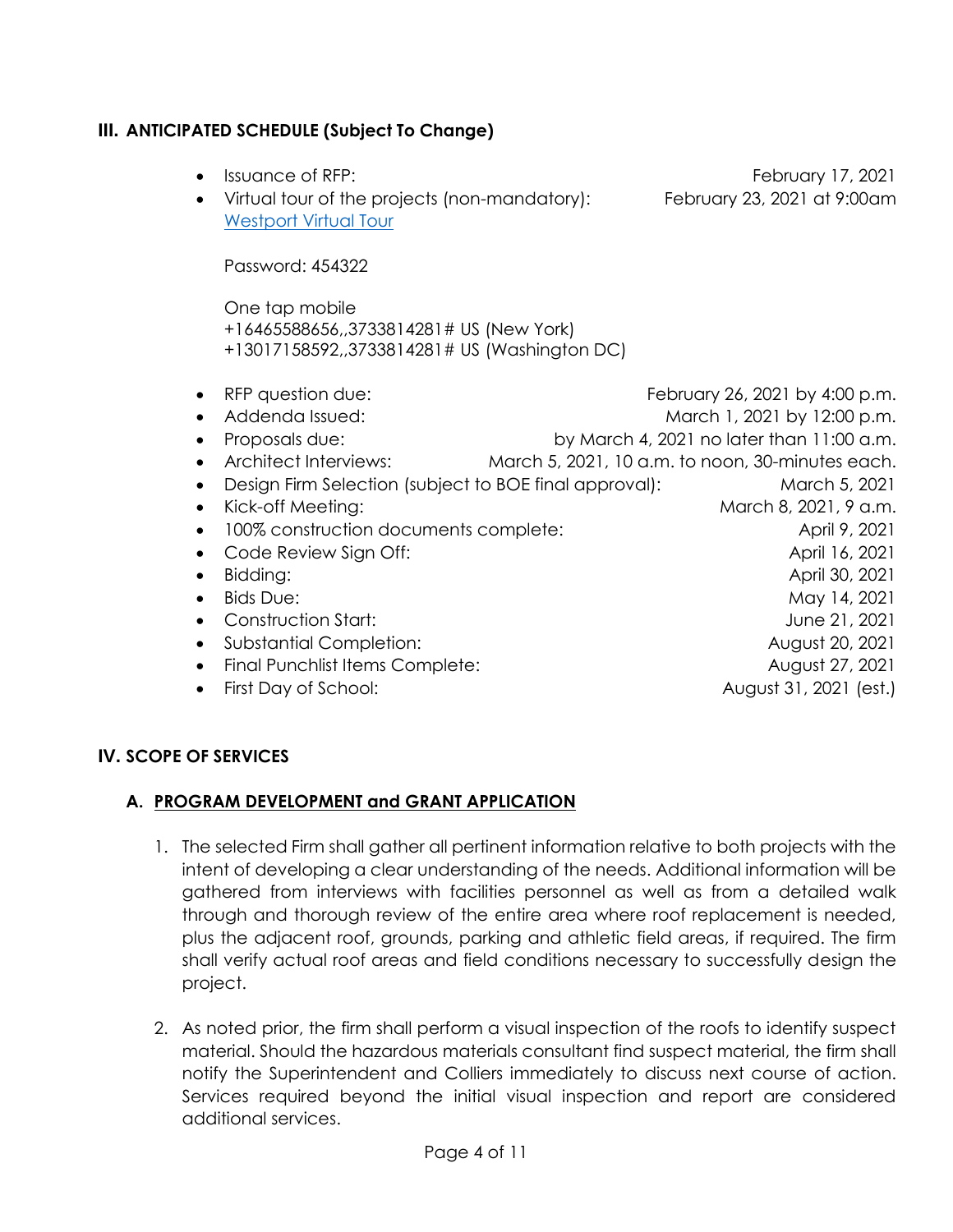## III. ANTICIPATED SCHEDULE (Subject To Change)

- Issuance of RFP: February 17, 2021
- Virtual tour of the projects (non-mandatory): February 23, 2021 at 9:00am
  Westport Virtual Tour

  Password: 454322

  One tap mobile
  +16465588656,,3733814281# US (New York)
  +13017158592,,3733814281# US (Washington DC)

- RFP question due: February 26, 2021 by 4:00 p.m.
- Addenda Issued: March 1, 2021 by 12:00 p.m.
- Proposals due: by March 4, 2021 no later than 11:00 a.m.
- Architect Interviews: March 5, 2021, 10 a.m. to noon, 30-minutes each.
- Design Firm Selection (subject to BOE final approval): March 5, 2021
- Kick-off Meeting: March 8, 2021, 9 a.m.
- 100% construction documents complete: April 9, 2021
- Code Review Sign Off: April 16, 2021
- Bidding: April 30, 2021
- Bids Due: May 14, 2021
- Construction Start: June 21, 2021
- Substantial Completion: August 20, 2021
- Final Punchlist Items Complete: August 27, 2021
- First Day of School: August 31, 2021 (est.)

## IV. SCOPE OF SERVICES

### A. PROGRAM DEVELOPMENT and GRANT APPLICATION

1. The selected Firm shall gather all pertinent information relative to both projects with the intent of developing a clear understanding of the needs. Additional information will be gathered from interviews with facilities personnel as well as from a detailed walk through and thorough review of the entire area where roof replacement is needed, plus the adjacent roof, grounds, parking and athletic field areas, if required. The firm shall verify actual roof areas and field conditions necessary to successfully design the project.

2. As noted prior, the firm shall perform a visual inspection of the roofs to identify suspect material. Should the hazardous materials consultant find suspect material, the firm shall notify the Superintendent and Colliers immediately to discuss next course of action. Services required beyond the initial visual inspection and report are considered additional services.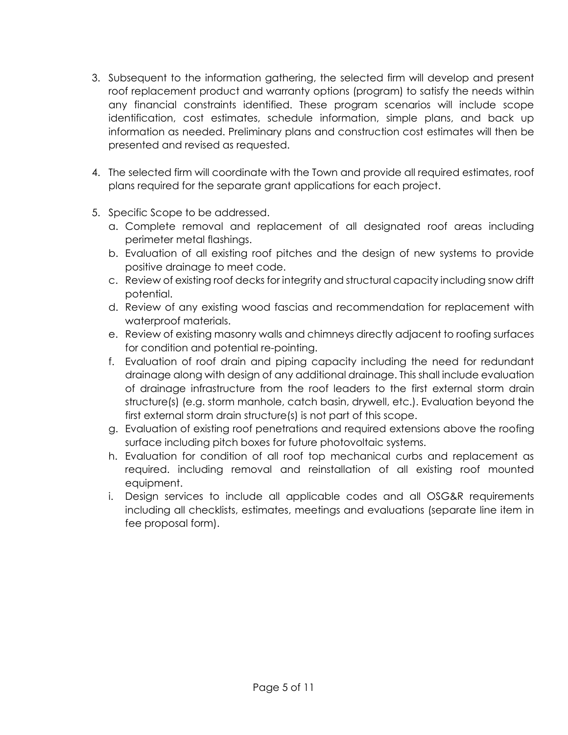3. Subsequent to the information gathering, the selected firm will develop and present roof replacement product and warranty options (program) to satisfy the needs within any financial constraints identified. These program scenarios will include scope identification, cost estimates, schedule information, simple plans, and back up information as needed. Preliminary plans and construction cost estimates will then be presented and revised as requested.

4. The selected firm will coordinate with the Town and provide all required estimates, roof plans required for the separate grant applications for each project.

5. Specific Scope to be addressed.
   a. Complete removal and replacement of all designated roof areas including perimeter metal flashings.
   b. Evaluation of all existing roof pitches and the design of new systems to provide positive drainage to meet code.
   c. Review of existing roof decks for integrity and structural capacity including snow drift potential.
   d. Review of any existing wood fascias and recommendation for replacement with waterproof materials.
   e. Review of existing masonry walls and chimneys directly adjacent to roofing surfaces for condition and potential re-pointing.
   f. Evaluation of roof drain and piping capacity including the need for redundant drainage along with design of any additional drainage. This shall include evaluation of drainage infrastructure from the roof leaders to the first external storm drain structure(s) (e.g. storm manhole, catch basin, drywell, etc.). Evaluation beyond the first external storm drain structure(s) is not part of this scope.
   g. Evaluation of existing roof penetrations and required extensions above the roofing surface including pitch boxes for future photovoltaic systems.
   h. Evaluation for condition of all roof top mechanical curbs and replacement as required. including removal and reinstallation of all existing roof mounted equipment.
   i. Design services to include all applicable codes and all OSG&R requirements including all checklists, estimates, meetings and evaluations (separate line item in fee proposal form).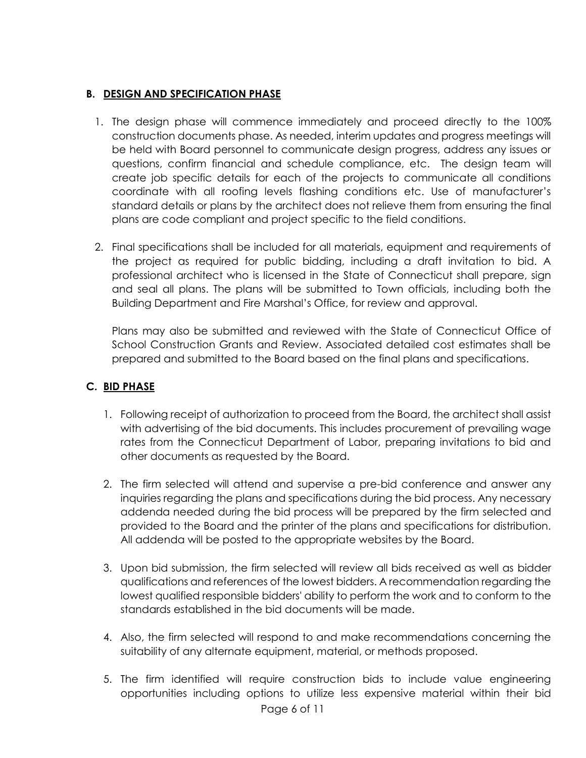## B. DESIGN AND SPECIFICATION PHASE

1. The design phase will commence immediately and proceed directly to the 100% construction documents phase. As needed, interim updates and progress meetings will be held with Board personnel to communicate design progress, address any issues or questions, confirm financial and schedule compliance, etc. The design team will create job specific details for each of the projects to communicate all conditions coordinate with all roofing levels flashing conditions etc. Use of manufacturer's standard details or plans by the architect does not relieve them from ensuring the final plans are code compliant and project specific to the field conditions.

2. Final specifications shall be included for all materials, equipment and requirements of the project as required for public bidding, including a draft invitation to bid. A professional architect who is licensed in the State of Connecticut shall prepare, sign and seal all plans. The plans will be submitted to Town officials, including both the Building Department and Fire Marshal's Office, for review and approval.

   Plans may also be submitted and reviewed with the State of Connecticut Office of School Construction Grants and Review. Associated detailed cost estimates shall be prepared and submitted to the Board based on the final plans and specifications.

## C. BID PHASE

1. Following receipt of authorization to proceed from the Board, the architect shall assist with advertising of the bid documents. This includes procurement of prevailing wage rates from the Connecticut Department of Labor, preparing invitations to bid and other documents as requested by the Board.

2. The firm selected will attend and supervise a pre-bid conference and answer any inquiries regarding the plans and specifications during the bid process. Any necessary addenda needed during the bid process will be prepared by the firm selected and provided to the Board and the printer of the plans and specifications for distribution. All addenda will be posted to the appropriate websites by the Board.

3. Upon bid submission, the firm selected will review all bids received as well as bidder qualifications and references of the lowest bidders. A recommendation regarding the lowest qualified responsible bidders' ability to perform the work and to conform to the standards established in the bid documents will be made.

4. Also, the firm selected will respond to and make recommendations concerning the suitability of any alternate equipment, material, or methods proposed.

5. The firm identified will require construction bids to include value engineering opportunities including options to utilize less expensive material within their bid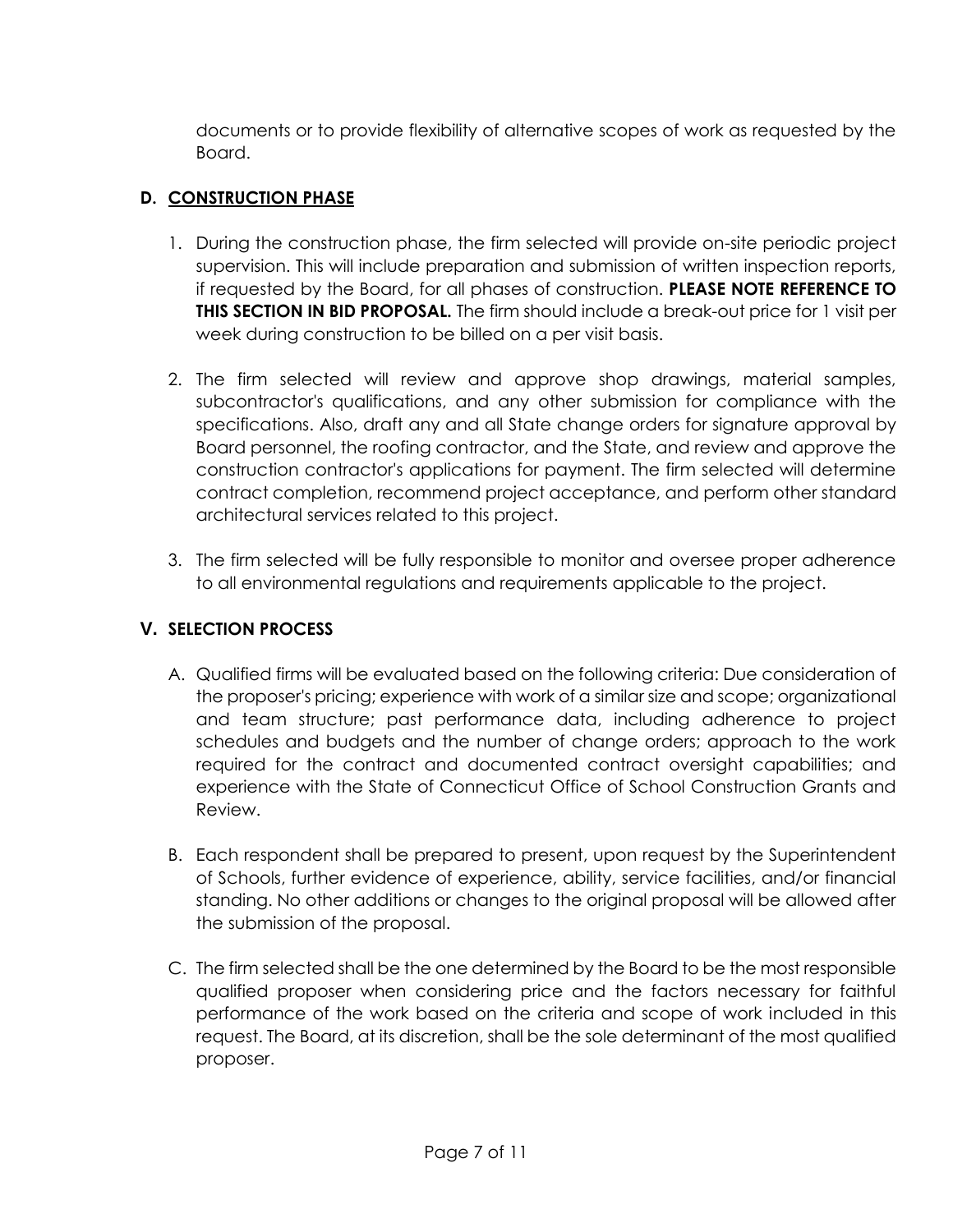documents or to provide flexibility of alternative scopes of work as requested by the Board.

### D. <u>CONSTRUCTION PHASE</u>

1. During the construction phase, the firm selected will provide on-site periodic project supervision. This will include preparation and submission of written inspection reports, if requested by the Board, for all phases of construction. **PLEASE NOTE REFERENCE TO THIS SECTION IN BID PROPOSAL.** The firm should include a break-out price for 1 visit per week during construction to be billed on a per visit basis.

2. The firm selected will review and approve shop drawings, material samples, subcontractor's qualifications, and any other submission for compliance with the specifications. Also, draft any and all State change orders for signature approval by Board personnel, the roofing contractor, and the State, and review and approve the construction contractor's applications for payment. The firm selected will determine contract completion, recommend project acceptance, and perform other standard architectural services related to this project.

3. The firm selected will be fully responsible to monitor and oversee proper adherence to all environmental regulations and requirements applicable to the project.

## V. SELECTION PROCESS

A. Qualified firms will be evaluated based on the following criteria: Due consideration of the proposer's pricing; experience with work of a similar size and scope; organizational and team structure; past performance data, including adherence to project schedules and budgets and the number of change orders; approach to the work required for the contract and documented contract oversight capabilities; and experience with the State of Connecticut Office of School Construction Grants and Review.

B. Each respondent shall be prepared to present, upon request by the Superintendent of Schools, further evidence of experience, ability, service facilities, and/or financial standing. No other additions or changes to the original proposal will be allowed after the submission of the proposal.

C. The firm selected shall be the one determined by the Board to be the most responsible qualified proposer when considering price and the factors necessary for faithful performance of the work based on the criteria and scope of work included in this request. The Board, at its discretion, shall be the sole determinant of the most qualified proposer.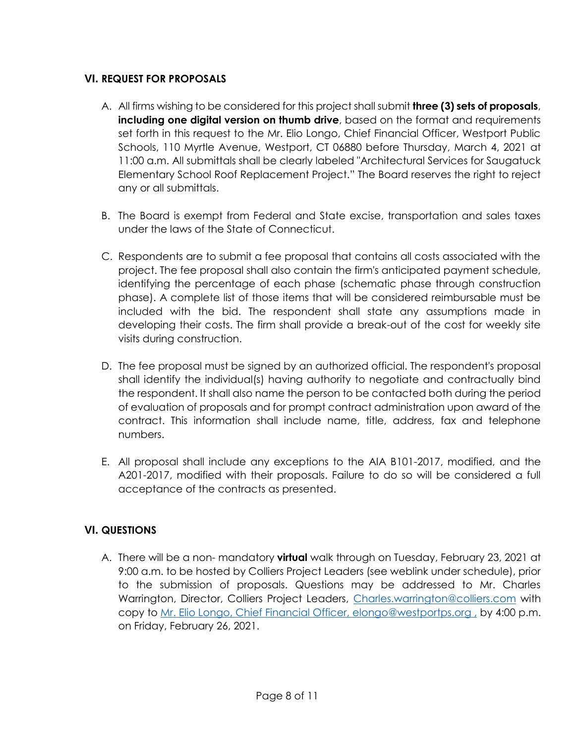### VI. REQUEST FOR PROPOSALS

A. All firms wishing to be considered for this project shall submit **three (3) sets of proposals**, **including one digital version on thumb drive**, based on the format and requirements set forth in this request to the Mr. Elio Longo, Chief Financial Officer, Westport Public Schools, 110 Myrtle Avenue, Westport, CT 06880 before Thursday, March 4, 2021 at 11:00 a.m. All submittals shall be clearly labeled "Architectural Services for Saugatuck Elementary School Roof Replacement Project." The Board reserves the right to reject any or all submittals.

B. The Board is exempt from Federal and State excise, transportation and sales taxes under the laws of the State of Connecticut.

C. Respondents are to submit a fee proposal that contains all costs associated with the project. The fee proposal shall also contain the firm's anticipated payment schedule, identifying the percentage of each phase (schematic phase through construction phase). A complete list of those items that will be considered reimbursable must be included with the bid. The respondent shall state any assumptions made in developing their costs. The firm shall provide a break-out of the cost for weekly site visits during construction.

D. The fee proposal must be signed by an authorized official. The respondent's proposal shall identify the individual(s) having authority to negotiate and contractually bind the respondent. It shall also name the person to be contacted both during the period of evaluation of proposals and for prompt contract administration upon award of the contract. This information shall include name, title, address, fax and telephone numbers.

E. All proposal shall include any exceptions to the AIA B101-2017, modified, and the A201-2017, modified with their proposals. Failure to do so will be considered a full acceptance of the contracts as presented.

### VI. QUESTIONS

A. There will be a non- mandatory **virtual** walk through on Tuesday, February 23, 2021 at 9:00 a.m. to be hosted by Colliers Project Leaders (see weblink under schedule), prior to the submission of proposals. Questions may be addressed to Mr. Charles Warrington, Director, Colliers Project Leaders, Charles.warrington@colliers.com with copy to Mr. Elio Longo, Chief Financial Officer, elongo@westportps.org , by 4:00 p.m. on Friday, February 26, 2021.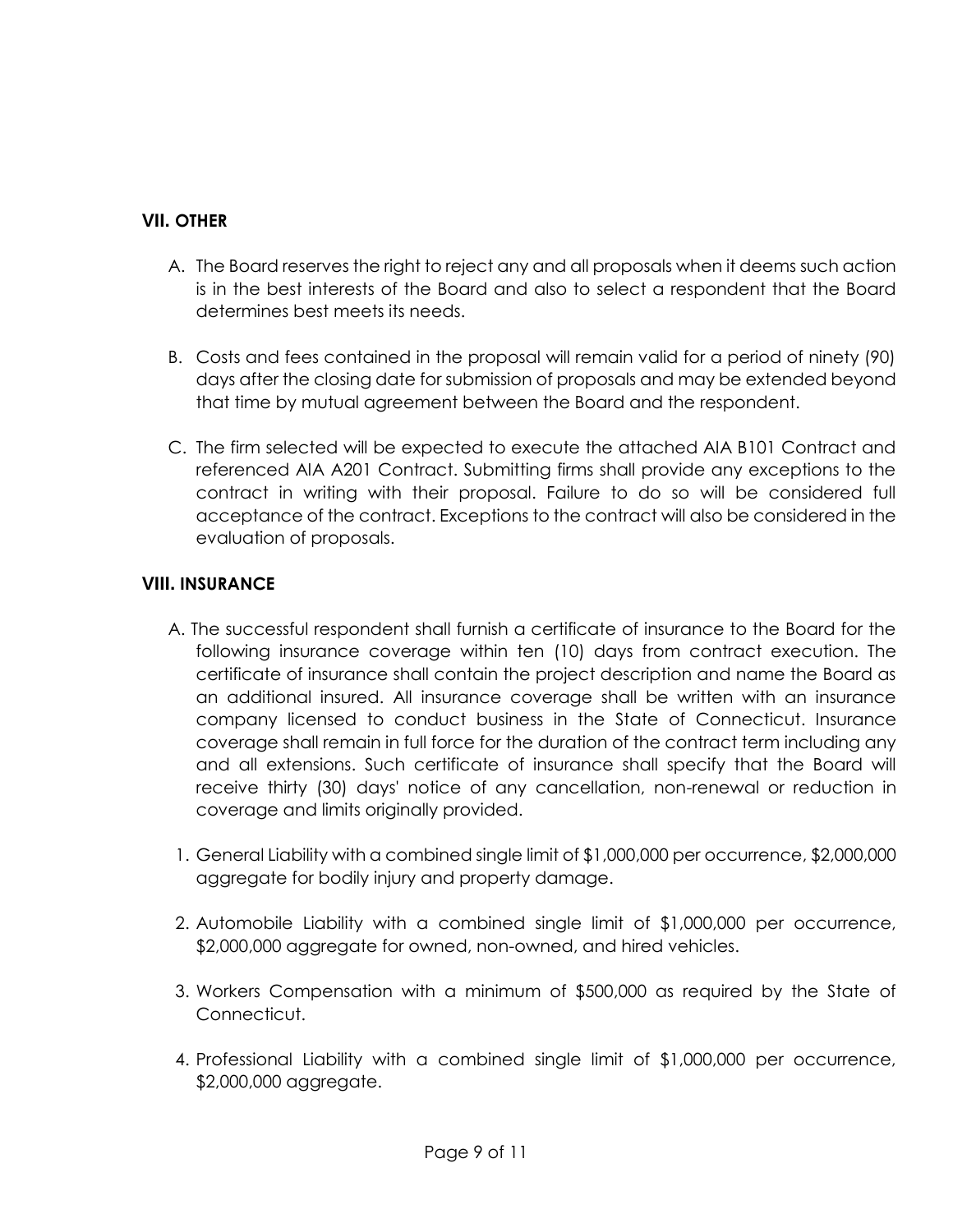### VII. OTHER

A. The Board reserves the right to reject any and all proposals when it deems such action is in the best interests of the Board and also to select a respondent that the Board determines best meets its needs.

B. Costs and fees contained in the proposal will remain valid for a period of ninety (90) days after the closing date for submission of proposals and may be extended beyond that time by mutual agreement between the Board and the respondent.

C. The firm selected will be expected to execute the attached AIA B101 Contract and referenced AIA A201 Contract. Submitting firms shall provide any exceptions to the contract in writing with their proposal. Failure to do so will be considered full acceptance of the contract. Exceptions to the contract will also be considered in the evaluation of proposals.

### VIII. INSURANCE

A. The successful respondent shall furnish a certificate of insurance to the Board for the following insurance coverage within ten (10) days from contract execution. The certificate of insurance shall contain the project description and name the Board as an additional insured. All insurance coverage shall be written with an insurance company licensed to conduct business in the State of Connecticut. Insurance coverage shall remain in full force for the duration of the contract term including any and all extensions. Such certificate of insurance shall specify that the Board will receive thirty (30) days' notice of any cancellation, non-renewal or reduction in coverage and limits originally provided.

1. General Liability with a combined single limit of $1,000,000 per occurrence, $2,000,000 aggregate for bodily injury and property damage.

2. Automobile Liability with a combined single limit of $1,000,000 per occurrence, $2,000,000 aggregate for owned, non-owned, and hired vehicles.

3. Workers Compensation with a minimum of $500,000 as required by the State of Connecticut.

4. Professional Liability with a combined single limit of $1,000,000 per occurrence, $2,000,000 aggregate.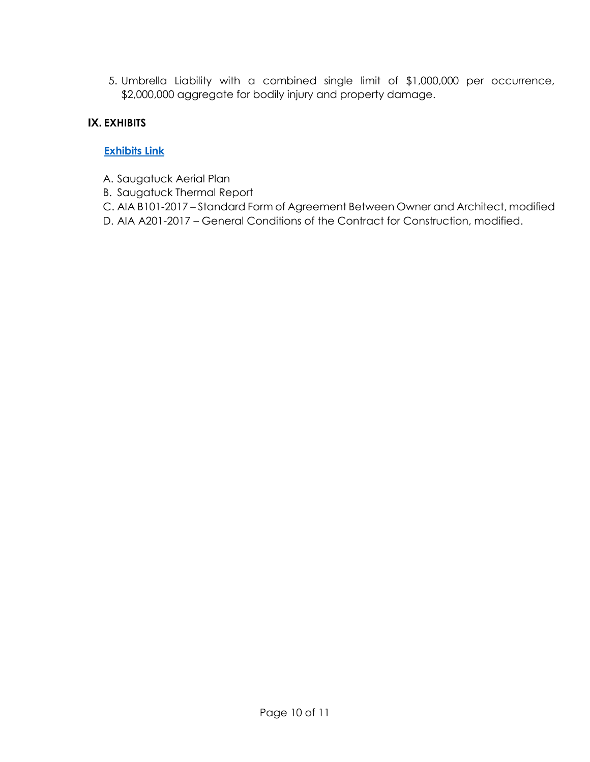5. Umbrella Liability with a combined single limit of $1,000,000 per occurrence, $2,000,000 aggregate for bodily injury and property damage.

## IX. EXHIBITS

**Exhibits Link**

A. Saugatuck Aerial Plan
B. Saugatuck Thermal Report
C. AIA B101-2017 – Standard Form of Agreement Between Owner and Architect, modified
D. AIA A201-2017 – General Conditions of the Contract for Construction, modified.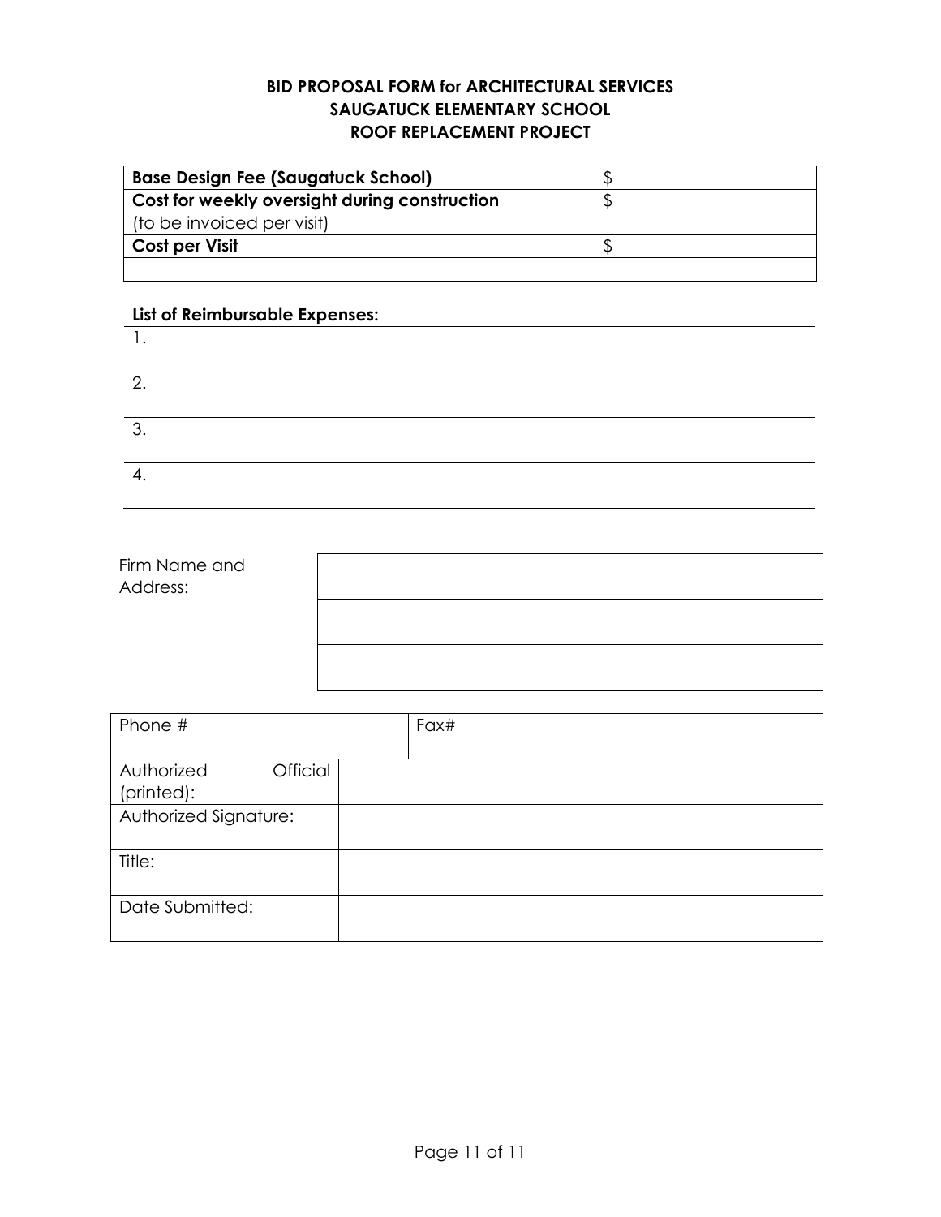**BID PROPOSAL FORM for ARCHITECTURAL SERVICES**
**SAUGATUCK ELEMENTARY SCHOOL**
**ROOF REPLACEMENT PROJECT**

| | |
|---|---|
| **Base Design Fee (Saugatuck School)** | $ |
| **Cost for weekly oversight during construction** (to be invoiced per visit) | $ |
| **Cost per Visit** | $ |
| | |

**List of Reimbursable Expenses:**

1.

2.

3.

4.

| | |
|---|---|
| Firm Name and Address: | |
| | |
| | |

| | | |
|---|---|---|
| Phone # | | Fax# |
| Authorized Official (printed): | | |
| Authorized Signature: | | |
| Title: | | |
| Date Submitted: | | |